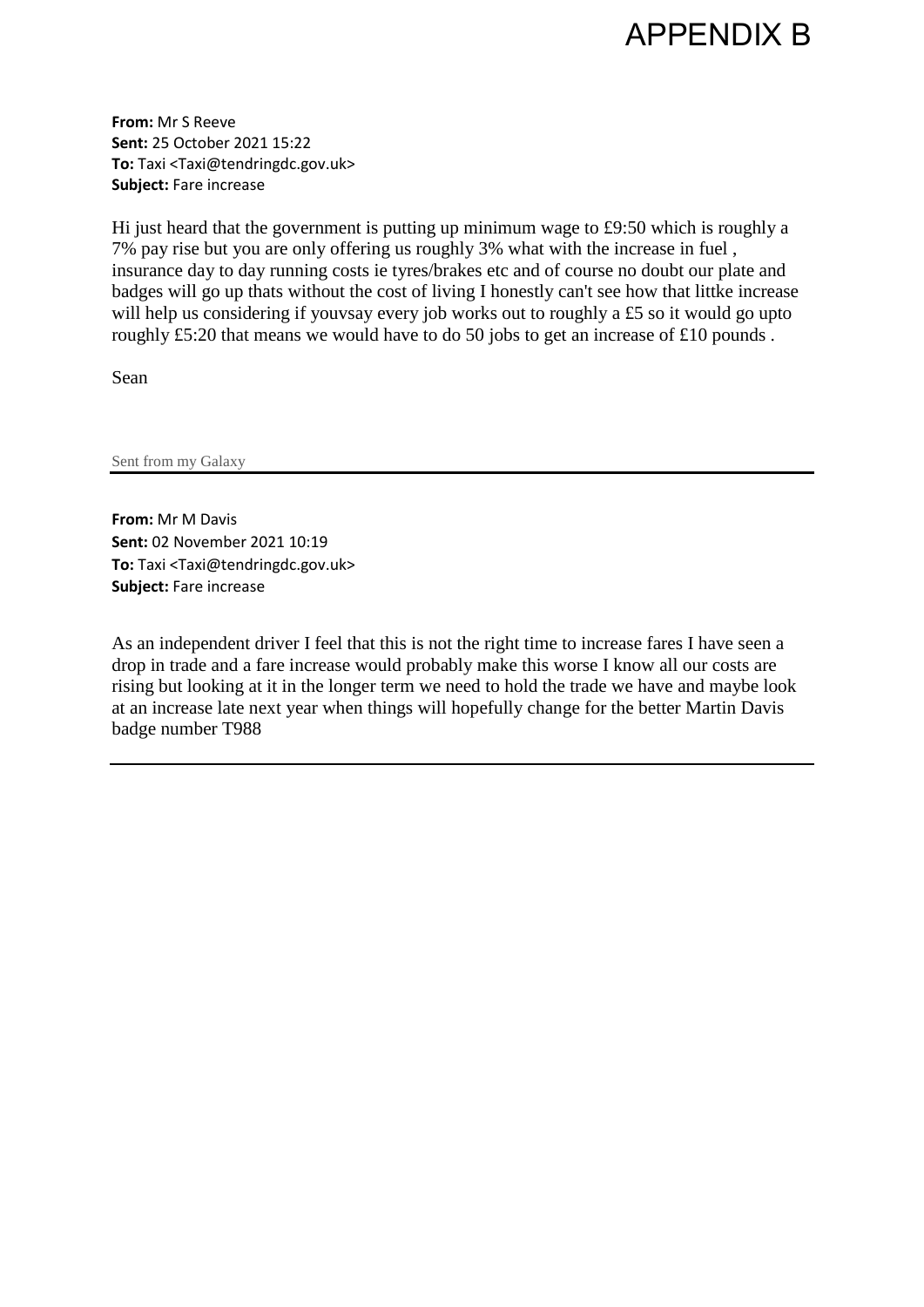# APPENDIX B

**From:** Mr S Reeve
**Sent:** 25 October 2021 15:22
**To:** Taxi <Taxi@tendringdc.gov.uk>
**Subject:** Fare increase

Hi just heard that the government is putting up minimum wage to £9:50 which is roughly a 7% pay rise but you are only offering us roughly 3% what with the increase in fuel , insurance day to day running costs ie tyres/brakes etc and of course no doubt our plate and badges will go up thats without the cost of living I honestly can't see how that littke increase will help us considering if youvsay every job works out to roughly a £5 so it would go upto roughly £5:20 that means we would have to do 50 jobs to get an increase of £10 pounds .

Sean

Sent from my Galaxy

---

**From:** Mr M Davis
**Sent:** 02 November 2021 10:19
**To:** Taxi <Taxi@tendringdc.gov.uk>
**Subject:** Fare increase

As an independent driver I feel that this is not the right time to increase fares I have seen a drop in trade and a fare increase would probably make this worse I know all our costs are rising but looking at it in the longer term we need to hold the trade we have and maybe look at an increase late next year when things will hopefully change for the better Martin Davis badge number T988

---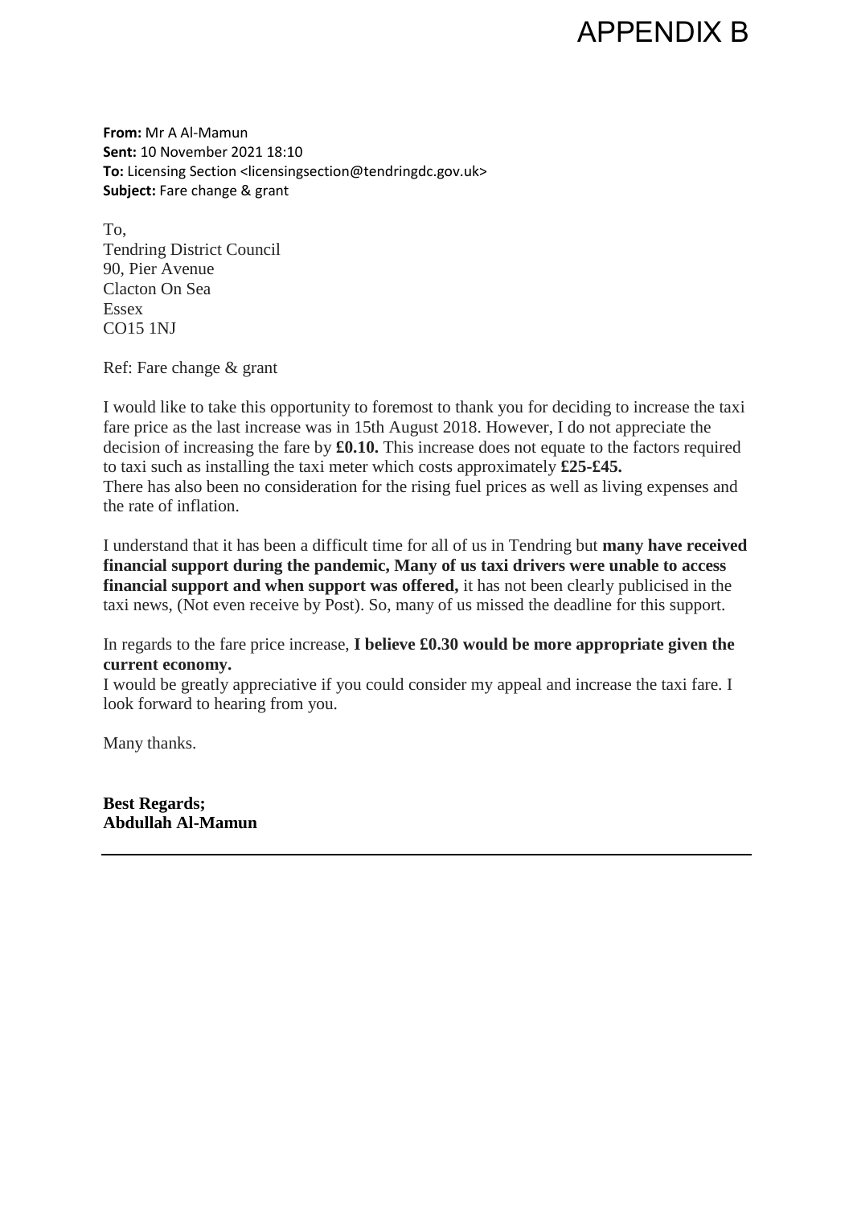# APPENDIX B

**From:** Mr A Al-Mamun
**Sent:** 10 November 2021 18:10
**To:** Licensing Section <licensingsection@tendringdc.gov.uk>
**Subject:** Fare change & grant

To,
Tendring District Council
90, Pier Avenue
Clacton On Sea
Essex
CO15 1NJ

Ref: Fare change & grant

I would like to take this opportunity to foremost to thank you for deciding to increase the taxi fare price as the last increase was in 15th August 2018. However, I do not appreciate the decision of increasing the fare by **£0.10.** This increase does not equate to the factors required to taxi such as installing the taxi meter which costs approximately **£25-£45.**
There has also been no consideration for the rising fuel prices as well as living expenses and the rate of inflation.

I understand that it has been a difficult time for all of us in Tendring but **many have received financial support during the pandemic, Many of us taxi drivers were unable to access financial support and when support was offered,** it has not been clearly publicised in the taxi news, (Not even receive by Post). So, many of us missed the deadline for this support.

In regards to the fare price increase, **I believe £0.30 would be more appropriate given the current economy.**
I would be greatly appreciative if you could consider my appeal and increase the taxi fare. I look forward to hearing from you.

Many thanks.

**Best Regards;**
**Abdullah Al-Mamun**

---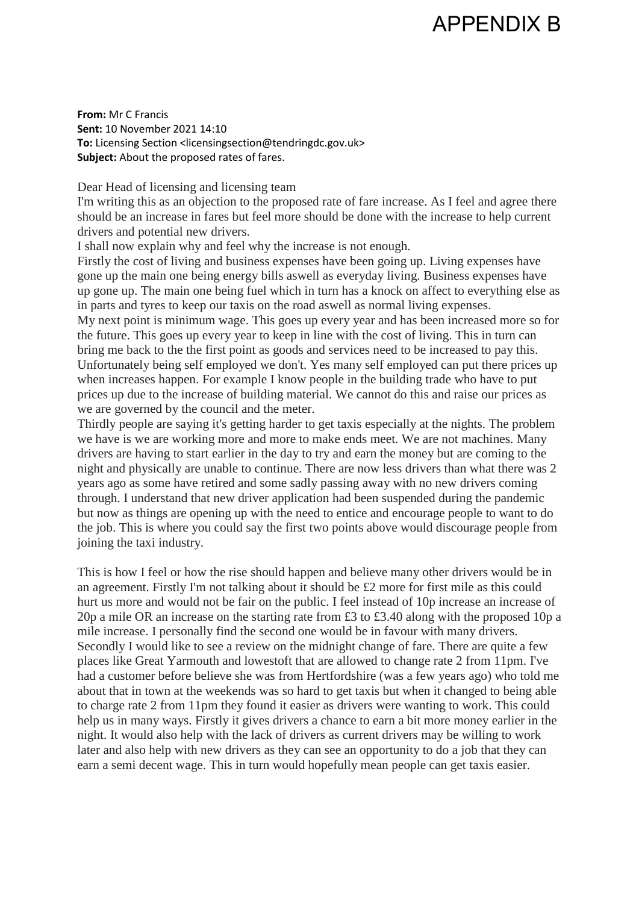# APPENDIX B

**From:** Mr C Francis
**Sent:** 10 November 2021 14:10
**To:** Licensing Section <licensingsection@tendringdc.gov.uk>
**Subject:** About the proposed rates of fares.

Dear Head of licensing and licensing team

I'm writing this as an objection to the proposed rate of fare increase. As I feel and agree there should be an increase in fares but feel more should be done with the increase to help current drivers and potential new drivers.

I shall now explain why and feel why the increase is not enough.

Firstly the cost of living and business expenses have been going up. Living expenses have gone up the main one being energy bills aswell as everyday living. Business expenses have up gone up. The main one being fuel which in turn has a knock on affect to everything else as in parts and tyres to keep our taxis on the road aswell as normal living expenses.

My next point is minimum wage. This goes up every year and has been increased more so for the future. This goes up every year to keep in line with the cost of living. This in turn can bring me back to the the first point as goods and services need to be increased to pay this. Unfortunately being self employed we don't. Yes many self employed can put there prices up when increases happen. For example I know people in the building trade who have to put prices up due to the increase of building material. We cannot do this and raise our prices as we are governed by the council and the meter.

Thirdly people are saying it's getting harder to get taxis especially at the nights. The problem we have is we are working more and more to make ends meet. We are not machines. Many drivers are having to start earlier in the day to try and earn the money but are coming to the night and physically are unable to continue. There are now less drivers than what there was 2 years ago as some have retired and some sadly passing away with no new drivers coming through. I understand that new driver application had been suspended during the pandemic but now as things are opening up with the need to entice and encourage people to want to do the job. This is where you could say the first two points above would discourage people from joining the taxi industry.

This is how I feel or how the rise should happen and believe many other drivers would be in an agreement. Firstly I'm not talking about it should be £2 more for first mile as this could hurt us more and would not be fair on the public. I feel instead of 10p increase an increase of 20p a mile OR an increase on the starting rate from £3 to £3.40 along with the proposed 10p a mile increase. I personally find the second one would be in favour with many drivers.

Secondly I would like to see a review on the midnight change of fare. There are quite a few places like Great Yarmouth and lowestoft that are allowed to change rate 2 from 11pm. I've had a customer before believe she was from Hertfordshire (was a few years ago) who told me about that in town at the weekends was so hard to get taxis but when it changed to being able to charge rate 2 from 11pm they found it easier as drivers were wanting to work. This could help us in many ways. Firstly it gives drivers a chance to earn a bit more money earlier in the night. It would also help with the lack of drivers as current drivers may be willing to work later and also help with new drivers as they can see an opportunity to do a job that they can earn a semi decent wage. This in turn would hopefully mean people can get taxis easier.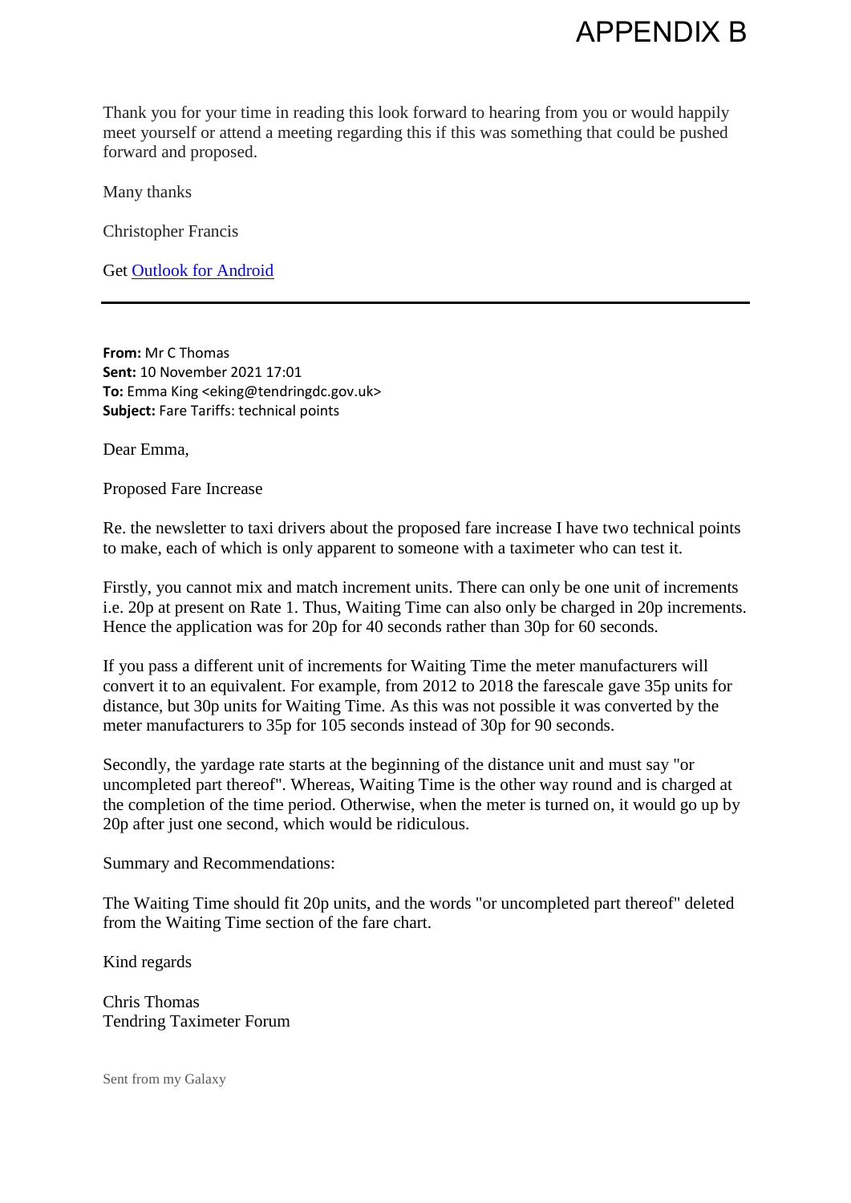# APPENDIX B

Thank you for your time in reading this look forward to hearing from you or would happily meet yourself or attend a meeting regarding this if this was something that could be pushed forward and proposed.

Many thanks

Christopher Francis

Get Outlook for Android

---

**From:** Mr C Thomas
**Sent:** 10 November 2021 17:01
**To:** Emma King <eking@tendringdc.gov.uk>
**Subject:** Fare Tariffs: technical points

Dear Emma,

Proposed Fare Increase

Re. the newsletter to taxi drivers about the proposed fare increase I have two technical points to make, each of which is only apparent to someone with a taximeter who can test it.

Firstly, you cannot mix and match increment units. There can only be one unit of increments i.e. 20p at present on Rate 1. Thus, Waiting Time can also only be charged in 20p increments. Hence the application was for 20p for 40 seconds rather than 30p for 60 seconds.

If you pass a different unit of increments for Waiting Time the meter manufacturers will convert it to an equivalent. For example, from 2012 to 2018 the farescale gave 35p units for distance, but 30p units for Waiting Time. As this was not possible it was converted by the meter manufacturers to 35p for 105 seconds instead of 30p for 90 seconds.

Secondly, the yardage rate starts at the beginning of the distance unit and must say "or uncompleted part thereof". Whereas, Waiting Time is the other way round and is charged at the completion of the time period. Otherwise, when the meter is turned on, it would go up by 20p after just one second, which would be ridiculous.

Summary and Recommendations:

The Waiting Time should fit 20p units, and the words "or uncompleted part thereof" deleted from the Waiting Time section of the fare chart.

Kind regards

Chris Thomas
Tendring Taximeter Forum

Sent from my Galaxy